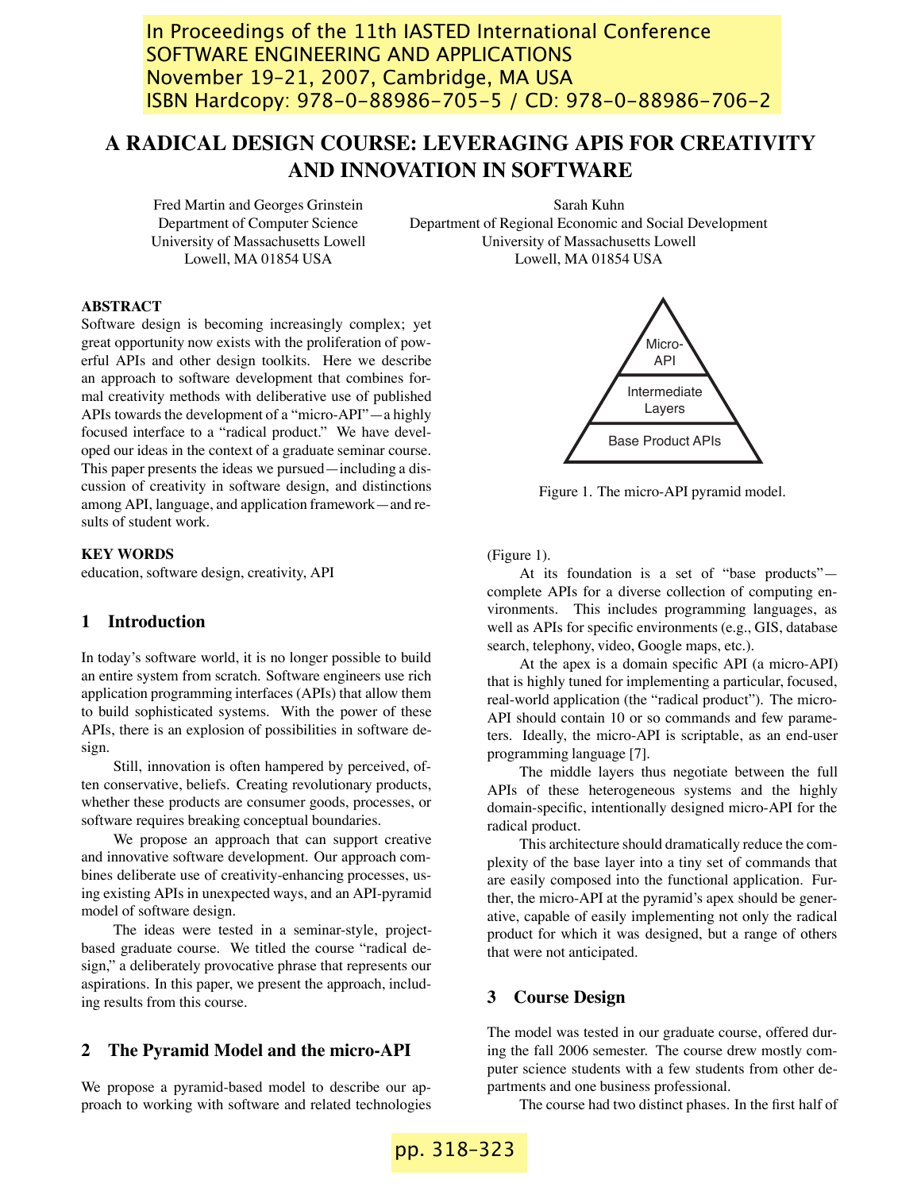# A RADICAL DESIGN COURSE: LEVERAGING APIS FOR CREATIVITY AND INNOVATION IN SOFTWARE

Fred Martin and Georges Grinstein
Department of Computer Science
University of Massachusetts Lowell
Lowell, MA 01854 USA

Sarah Kuhn
Department of Regional Economic and Social Development
University of Massachusetts Lowell
Lowell, MA 01854 USA

## ABSTRACT

Software design is becoming increasingly complex; yet great opportunity now exists with the proliferation of powerful APIs and other design toolkits. Here we describe an approach to software development that combines formal creativity methods with deliberative use of published APIs towards the development of a "micro-API"—a highly focused interface to a "radical product." We have developed our ideas in the context of a graduate seminar course. This paper presents the ideas we pursued—including a discussion of creativity in software design, and distinctions among API, language, and application framework—and results of student work.

## KEY WORDS

education, software design, creativity, API

## 1 Introduction

In today's software world, it is no longer possible to build an entire system from scratch. Software engineers use rich application programming interfaces (APIs) that allow them to build sophisticated systems. With the power of these APIs, there is an explosion of possibilities in software design.

Still, innovation is often hampered by perceived, often conservative, beliefs. Creating revolutionary products, whether these products are consumer goods, processes, or software requires breaking conceptual boundaries.

We propose an approach that can support creative and innovative software development. Our approach combines deliberate use of creativity-enhancing processes, using existing APIs in unexpected ways, and an API-pyramid model of software design.

The ideas were tested in a seminar-style, project-based graduate course. We titled the course "radical design," a deliberately provocative phrase that represents our aspirations. In this paper, we present the approach, including results from this course.

## 2 The Pyramid Model and the micro-API

We propose a pyramid-based model to describe our approach to working with software and related technologies (Figure 1).

Micro-API
Intermediate Layers
Base Product APIs

Figure 1. The micro-API pyramid model.

At its foundation is a set of "base products"—complete APIs for a diverse collection of computing environments. This includes programming languages, as well as APIs for specific environments (e.g., GIS, database search, telephony, video, Google maps, etc.).

At the apex is a domain specific API (a micro-API) that is highly tuned for implementing a particular, focused, real-world application (the "radical product"). The micro-API should contain 10 or so commands and few parameters. Ideally, the micro-API is scriptable, as an end-user programming language [7].

The middle layers thus negotiate between the full APIs of these heterogeneous systems and the highly domain-specific, intentionally designed micro-API for the radical product.

This architecture should dramatically reduce the complexity of the base layer into a tiny set of commands that are easily composed into the functional application. Further, the micro-API at the pyramid's apex should be generative, capable of easily implementing not only the radical product for which it was designed, but a range of others that were not anticipated.

## 3 Course Design

The model was tested in our graduate course, offered during the fall 2006 semester. The course drew mostly computer science students with a few students from other departments and one business professional.

The course had two distinct phases. In the first half of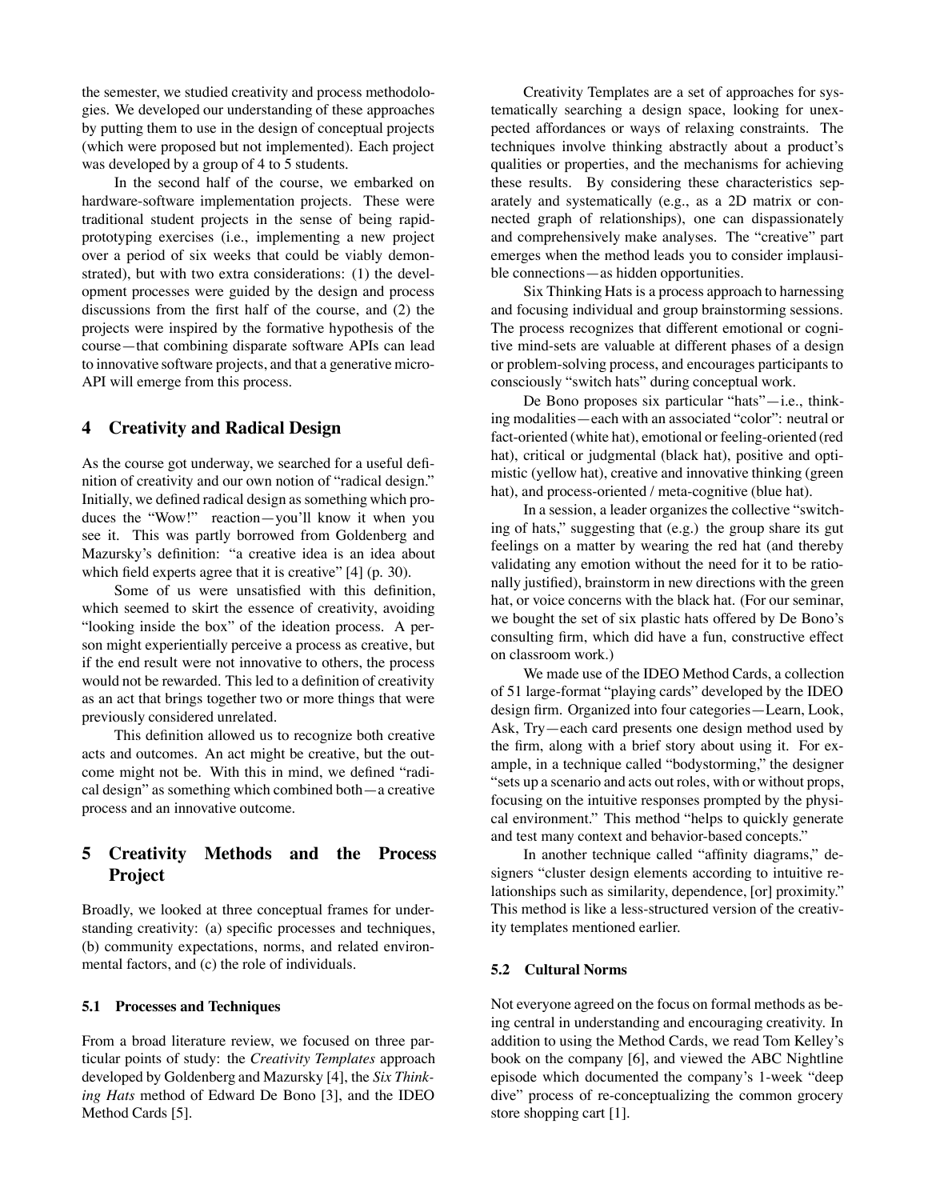the semester, we studied creativity and process methodologies. We developed our understanding of these approaches by putting them to use in the design of conceptual projects (which were proposed but not implemented). Each project was developed by a group of 4 to 5 students.

In the second half of the course, we embarked on hardware-software implementation projects. These were traditional student projects in the sense of being rapid-prototyping exercises (i.e., implementing a new project over a period of six weeks that could be viably demonstrated), but with two extra considerations: (1) the development processes were guided by the design and process discussions from the first half of the course, and (2) the projects were inspired by the formative hypothesis of the course—that combining disparate software APIs can lead to innovative software projects, and that a generative micro-API will emerge from this process.

## 4 Creativity and Radical Design

As the course got underway, we searched for a useful definition of creativity and our own notion of "radical design." Initially, we defined radical design as something which produces the "Wow!" reaction—you'll know it when you see it. This was partly borrowed from Goldenberg and Mazursky's definition: "a creative idea is an idea about which field experts agree that it is creative" [4] (p. 30).

Some of us were unsatisfied with this definition, which seemed to skirt the essence of creativity, avoiding "looking inside the box" of the ideation process. A person might experientially perceive a process as creative, but if the end result were not innovative to others, the process would not be rewarded. This led to a definition of creativity as an act that brings together two or more things that were previously considered unrelated.

This definition allowed us to recognize both creative acts and outcomes. An act might be creative, but the outcome might not be. With this in mind, we defined "radical design" as something which combined both—a creative process and an innovative outcome.

## 5 Creativity Methods and the Process Project

Broadly, we looked at three conceptual frames for understanding creativity: (a) specific processes and techniques, (b) community expectations, norms, and related environmental factors, and (c) the role of individuals.

### 5.1 Processes and Techniques

From a broad literature review, we focused on three particular points of study: the *Creativity Templates* approach developed by Goldenberg and Mazursky [4], the *Six Thinking Hats* method of Edward De Bono [3], and the IDEO Method Cards [5].

Creativity Templates are a set of approaches for systematically searching a design space, looking for unexpected affordances or ways of relaxing constraints. The techniques involve thinking abstractly about a product's qualities or properties, and the mechanisms for achieving these results. By considering these characteristics separately and systematically (e.g., as a 2D matrix or connected graph of relationships), one can dispassionately and comprehensively make analyses. The "creative" part emerges when the method leads you to consider implausible connections—as hidden opportunities.

Six Thinking Hats is a process approach to harnessing and focusing individual and group brainstorming sessions. The process recognizes that different emotional or cognitive mind-sets are valuable at different phases of a design or problem-solving process, and encourages participants to consciously "switch hats" during conceptual work.

De Bono proposes six particular "hats"—i.e., thinking modalities—each with an associated "color": neutral or fact-oriented (white hat), emotional or feeling-oriented (red hat), critical or judgmental (black hat), positive and optimistic (yellow hat), creative and innovative thinking (green hat), and process-oriented / meta-cognitive (blue hat).

In a session, a leader organizes the collective "switching of hats," suggesting that (e.g.) the group share its gut feelings on a matter by wearing the red hat (and thereby validating any emotion without the need for it to be rationally justified), brainstorm in new directions with the green hat, or voice concerns with the black hat. (For our seminar, we bought the set of six plastic hats offered by De Bono's consulting firm, which did have a fun, constructive effect on classroom work.)

We made use of the IDEO Method Cards, a collection of 51 large-format "playing cards" developed by the IDEO design firm. Organized into four categories—Learn, Look, Ask, Try—each card presents one design method used by the firm, along with a brief story about using it. For example, in a technique called "bodystorming," the designer "sets up a scenario and acts out roles, with or without props, focusing on the intuitive responses prompted by the physical environment." This method "helps to quickly generate and test many context and behavior-based concepts."

In another technique called "affinity diagrams," designers "cluster design elements according to intuitive relationships such as similarity, dependence, [or] proximity." This method is like a less-structured version of the creativity templates mentioned earlier.

### 5.2 Cultural Norms

Not everyone agreed on the focus on formal methods as being central in understanding and encouraging creativity. In addition to using the Method Cards, we read Tom Kelley's book on the company [6], and viewed the ABC Nightline episode which documented the company's 1-week "deep dive" process of re-conceptualizing the common grocery store shopping cart [1].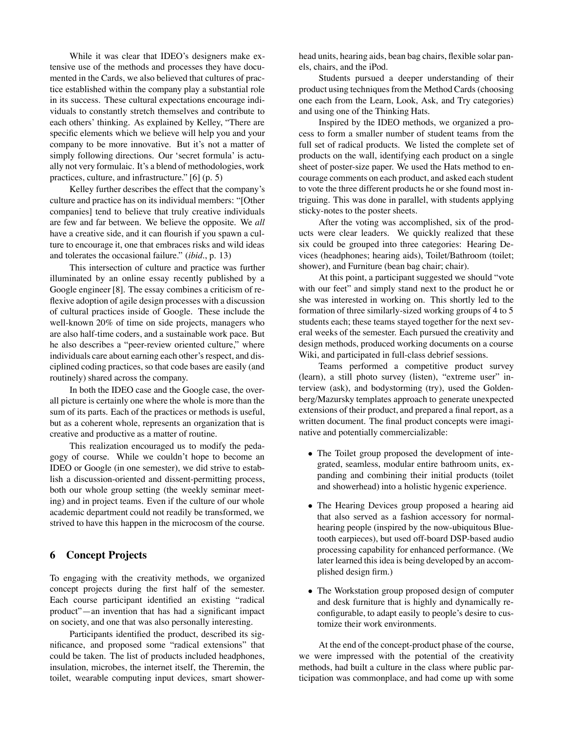While it was clear that IDEO's designers make extensive use of the methods and processes they have documented in the Cards, we also believed that cultures of practice established within the company play a substantial role in its success. These cultural expectations encourage individuals to constantly stretch themselves and contribute to each others' thinking. As explained by Kelley, "There are specific elements which we believe will help you and your company to be more innovative. But it's not a matter of simply following directions. Our 'secret formula' is actually not very formulaic. It's a blend of methodologies, work practices, culture, and infrastructure." [6] (p. 5)

Kelley further describes the effect that the company's culture and practice has on its individual members: "[Other companies] tend to believe that truly creative individuals are few and far between. We believe the opposite. We *all* have a creative side, and it can flourish if you spawn a culture to encourage it, one that embraces risks and wild ideas and tolerates the occasional failure." (*ibid*., p. 13)

This intersection of culture and practice was further illuminated by an online essay recently published by a Google engineer [8]. The essay combines a criticism of reflexive adoption of agile design processes with a discussion of cultural practices inside of Google. These include the well-known 20% of time on side projects, managers who are also half-time coders, and a sustainable work pace. But he also describes a "peer-review oriented culture," where individuals care about earning each other's respect, and disciplined coding practices, so that code bases are easily (and routinely) shared across the company.

In both the IDEO case and the Google case, the overall picture is certainly one where the whole is more than the sum of its parts. Each of the practices or methods is useful, but as a coherent whole, represents an organization that is creative and productive as a matter of routine.

This realization encouraged us to modify the pedagogy of course. While we couldn't hope to become an IDEO or Google (in one semester), we did strive to establish a discussion-oriented and dissent-permitting process, both our whole group setting (the weekly seminar meeting) and in project teams. Even if the culture of our whole academic department could not readily be transformed, we strived to have this happen in the microcosm of the course.

## 6 Concept Projects

To engaging with the creativity methods, we organized concept projects during the first half of the semester. Each course participant identified an existing "radical product"—an invention that has had a significant impact on society, and one that was also personally interesting.

Participants identified the product, described its significance, and proposed some "radical extensions" that could be taken. The list of products included headphones, insulation, microbes, the internet itself, the Theremin, the toilet, wearable computing input devices, smart showerhead units, hearing aids, bean bag chairs, flexible solar panels, chairs, and the iPod.

Students pursued a deeper understanding of their product using techniques from the Method Cards (choosing one each from the Learn, Look, Ask, and Try categories) and using one of the Thinking Hats.

Inspired by the IDEO methods, we organized a process to form a smaller number of student teams from the full set of radical products. We listed the complete set of products on the wall, identifying each product on a single sheet of poster-size paper. We used the Hats method to encourage comments on each product, and asked each student to vote the three different products he or she found most intriguing. This was done in parallel, with students applying sticky-notes to the poster sheets.

After the voting was accomplished, six of the products were clear leaders. We quickly realized that these six could be grouped into three categories: Hearing Devices (headphones; hearing aids), Toilet/Bathroom (toilet; shower), and Furniture (bean bag chair; chair).

At this point, a participant suggested we should "vote with our feet" and simply stand next to the product he or she was interested in working on. This shortly led to the formation of three similarly-sized working groups of 4 to 5 students each; these teams stayed together for the next several weeks of the semester. Each pursued the creativity and design methods, produced working documents on a course Wiki, and participated in full-class debrief sessions.

Teams performed a competitive product survey (learn), a still photo survey (listen), "extreme user" interview (ask), and bodystorming (try), used the Goldenberg/Mazursky templates approach to generate unexpected extensions of their product, and prepared a final report, as a written document. The final product concepts were imaginative and potentially commercializable:

- The Toilet group proposed the development of integrated, seamless, modular entire bathroom units, expanding and combining their initial products (toilet and showerhead) into a holistic hygenic experience.
- The Hearing Devices group proposed a hearing aid that also served as a fashion accessory for normal-hearing people (inspired by the now-ubiquitous Bluetooth earpieces), but used off-board DSP-based audio processing capability for enhanced performance. (We later learned this idea is being developed by an accomplished design firm.)
- The Workstation group proposed design of computer and desk furniture that is highly and dynamically reconfigurable, to adapt easily to people's desire to customize their work environments.

At the end of the concept-product phase of the course, we were impressed with the potential of the creativity methods, had built a culture in the class where public participation was commonplace, and had come up with some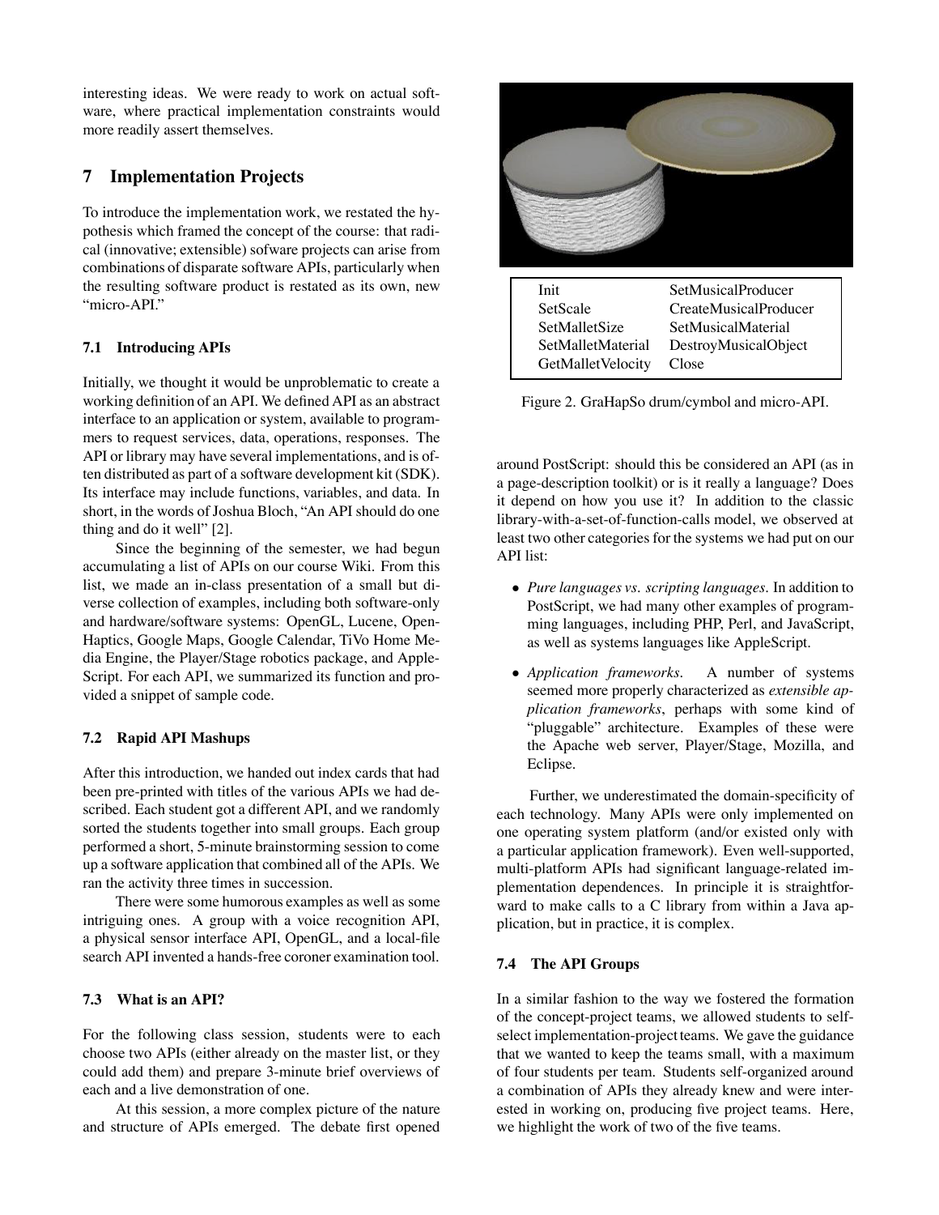interesting ideas. We were ready to work on actual software, where practical implementation constraints would more readily assert themselves.

## 7 Implementation Projects

To introduce the implementation work, we restated the hypothesis which framed the concept of the course: that radical (innovative; extensible) sofware projects can arise from combinations of disparate software APIs, particularly when the resulting software product is restated as its own, new "micro-API."

### 7.1 Introducing APIs

Initially, we thought it would be unproblematic to create a working definition of an API. We defined API as an abstract interface to an application or system, available to programmers to request services, data, operations, responses. The API or library may have several implementations, and is often distributed as part of a software development kit (SDK). Its interface may include functions, variables, and data. In short, in the words of Joshua Bloch, "An API should do one thing and do it well" [2].

Since the beginning of the semester, we had begun accumulating a list of APIs on our course Wiki. From this list, we made an in-class presentation of a small but diverse collection of examples, including both software-only and hardware/software systems: OpenGL, Lucene, OpenHaptics, Google Maps, Google Calendar, TiVo Home Media Engine, the Player/Stage robotics package, and AppleScript. For each API, we summarized its function and provided a snippet of sample code.

### 7.2 Rapid API Mashups

After this introduction, we handed out index cards that had been pre-printed with titles of the various APIs we had described. Each student got a different API, and we randomly sorted the students together into small groups. Each group performed a short, 5-minute brainstorming session to come up a software application that combined all of the APIs. We ran the activity three times in succession.

There were some humorous examples as well as some intriguing ones. A group with a voice recognition API, a physical sensor interface API, OpenGL, and a local-file search API invented a hands-free coroner examination tool.

### 7.3 What is an API?

For the following class session, students were to each choose two APIs (either already on the master list, or they could add them) and prepare 3-minute brief overviews of each and a live demonstration of one.

At this session, a more complex picture of the nature and structure of APIs emerged. The debate first opened

| | |
|---|---|
| Init | SetMusicalProducer |
| SetScale | CreateMusicalProducer |
| SetMalletSize | SetMusicalMaterial |
| SetMalletMaterial | DestroyMusicalObject |
| GetMalletVelocity | Close |

Figure 2. GraHapSo drum/cymbol and micro-API.

around PostScript: should this be considered an API (as in a page-description toolkit) or is it really a language? Does it depend on how you use it? In addition to the classic library-with-a-set-of-function-calls model, we observed at least two other categories for the systems we had put on our API list:

- *Pure languages vs. scripting languages*. In addition to PostScript, we had many other examples of programming languages, including PHP, Perl, and JavaScript, as well as systems languages like AppleScript.
- *Application frameworks*. A number of systems seemed more properly characterized as *extensible application frameworks*, perhaps with some kind of "pluggable" architecture. Examples of these were the Apache web server, Player/Stage, Mozilla, and Eclipse.

Further, we underestimated the domain-specificity of each technology. Many APIs were only implemented on one operating system platform (and/or existed only with a particular application framework). Even well-supported, multi-platform APIs had significant language-related implementation dependences. In principle it is straightforward to make calls to a C library from within a Java application, but in practice, it is complex.

### 7.4 The API Groups

In a similar fashion to the way we fostered the formation of the concept-project teams, we allowed students to self-select implementation-project teams. We gave the guidance that we wanted to keep the teams small, with a maximum of four students per team. Students self-organized around a combination of APIs they already knew and were interested in working on, producing five project teams. Here, we highlight the work of two of the five teams.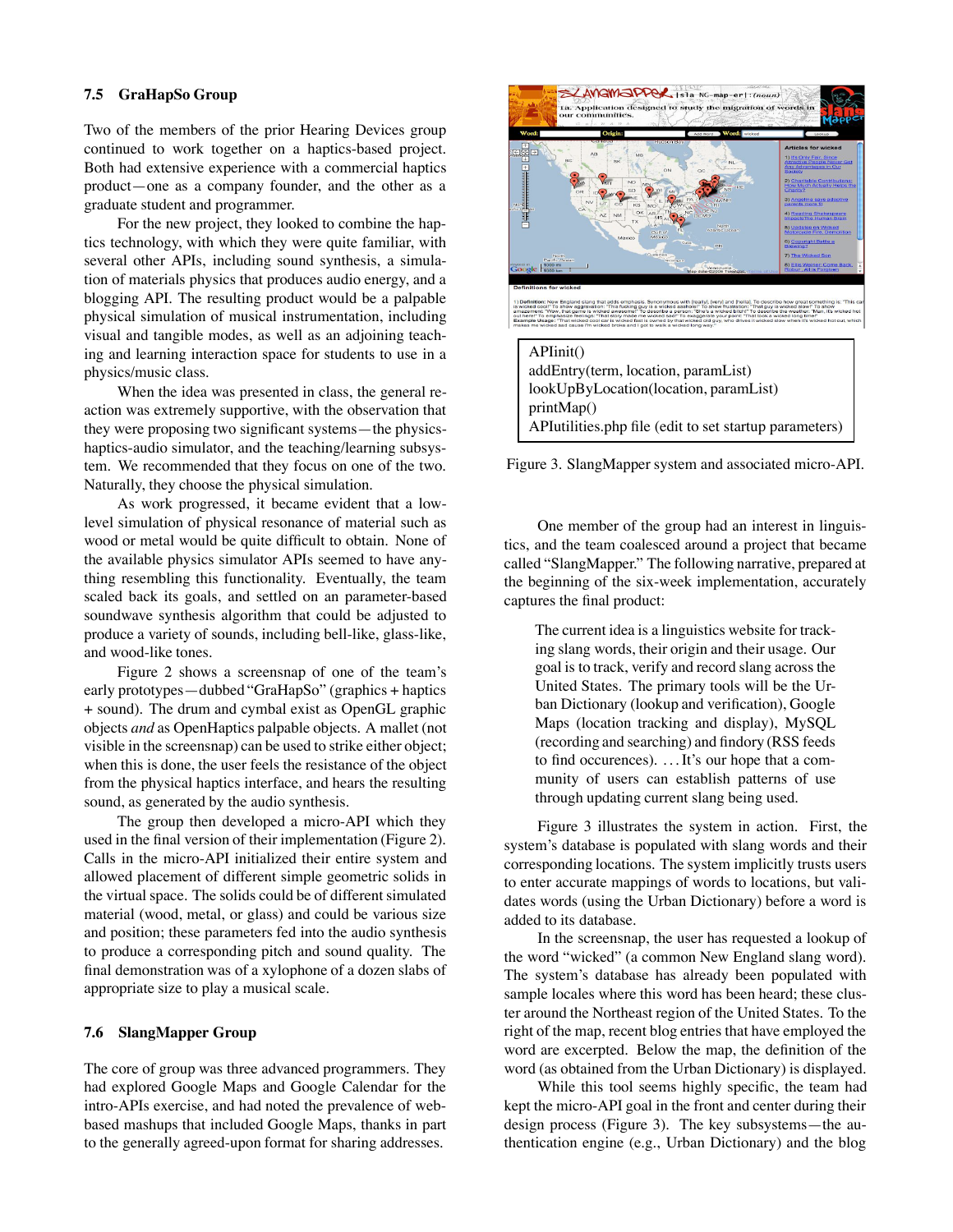### 7.5 GraHapSo Group

Two of the members of the prior Hearing Devices group continued to work together on a haptics-based project. Both had extensive experience with a commercial haptics product—one as a company founder, and the other as a graduate student and programmer.

For the new project, they looked to combine the haptics technology, with which they were quite familiar, with several other APIs, including sound synthesis, a simulation of materials physics that produces audio energy, and a blogging API. The resulting product would be a palpable physical simulation of musical instrumentation, including visual and tangible modes, as well as an adjoining teaching and learning interaction space for students to use in a physics/music class.

When the idea was presented in class, the general reaction was extremely supportive, with the observation that they were proposing two significant systems—the physics-haptics-audio simulator, and the teaching/learning subsystem. We recommended that they focus on one of the two. Naturally, they choose the physical simulation.

As work progressed, it became evident that a low-level simulation of physical resonance of material such as wood or metal would be quite difficult to obtain. None of the available physics simulator APIs seemed to have anything resembling this functionality. Eventually, the team scaled back its goals, and settled on an parameter-based soundwave synthesis algorithm that could be adjusted to produce a variety of sounds, including bell-like, glass-like, and wood-like tones.

Figure 2 shows a screensnap of one of the team's early prototypes—dubbed "GraHapSo" (graphics + haptics + sound). The drum and cymbal exist as OpenGL graphic objects *and* as OpenHaptics palpable objects. A mallet (not visible in the screensnap) can be used to strike either object; when this is done, the user feels the resistance of the object from the physical haptics interface, and hears the resulting sound, as generated by the audio synthesis.

The group then developed a micro-API which they used in the final version of their implementation (Figure 2). Calls in the micro-API initialized their entire system and allowed placement of different simple geometric solids in the virtual space. The solids could be of different simulated material (wood, metal, or glass) and could be various size and position; these parameters fed into the audio synthesis to produce a corresponding pitch and sound quality. The final demonstration was of a xylophone of a dozen slabs of appropriate size to play a musical scale.

### 7.6 SlangMapper Group

The core of group was three advanced programmers. They had explored Google Maps and Google Calendar for the intro-APIs exercise, and had noted the prevalence of web-based mashups that included Google Maps, thanks in part to the generally agreed-upon format for sharing addresses.

```
APIinit()
addEntry(term, location, paramList)
lookUpByLocation(location, paramList)
printMap()
APIutilities.php file (edit to set startup parameters)
```

Figure 3. SlangMapper system and associated micro-API.

One member of the group had an interest in linguistics, and the team coalesced around a project that became called "SlangMapper." The following narrative, prepared at the beginning of the six-week implementation, accurately captures the final product:

> The current idea is a linguistics website for tracking slang words, their origin and their usage. Our goal is to track, verify and record slang across the United States. The primary tools will be the Urban Dictionary (lookup and verification), Google Maps (location tracking and display), MySQL (recording and searching) and findory (RSS feeds to find occurences). ... It's our hope that a community of users can establish patterns of use through updating current slang being used.

Figure 3 illustrates the system in action. First, the system's database is populated with slang words and their corresponding locations. The system implicitly trusts users to enter accurate mappings of words to locations, but validates words (using the Urban Dictionary) before a word is added to its database.

In the screensnap, the user has requested a lookup of the word "wicked" (a common New England slang word). The system's database has already been populated with sample locales where this word has been heard; these cluster around the Northeast region of the United States. To the right of the map, recent blog entries that have employed the word are excerpted. Below the map, the definition of the word (as obtained from the Urban Dictionary) is displayed.

While this tool seems highly specific, the team had kept the micro-API goal in the front and center during their design process (Figure 3). The key subsystems—the authentication engine (e.g., Urban Dictionary) and the blog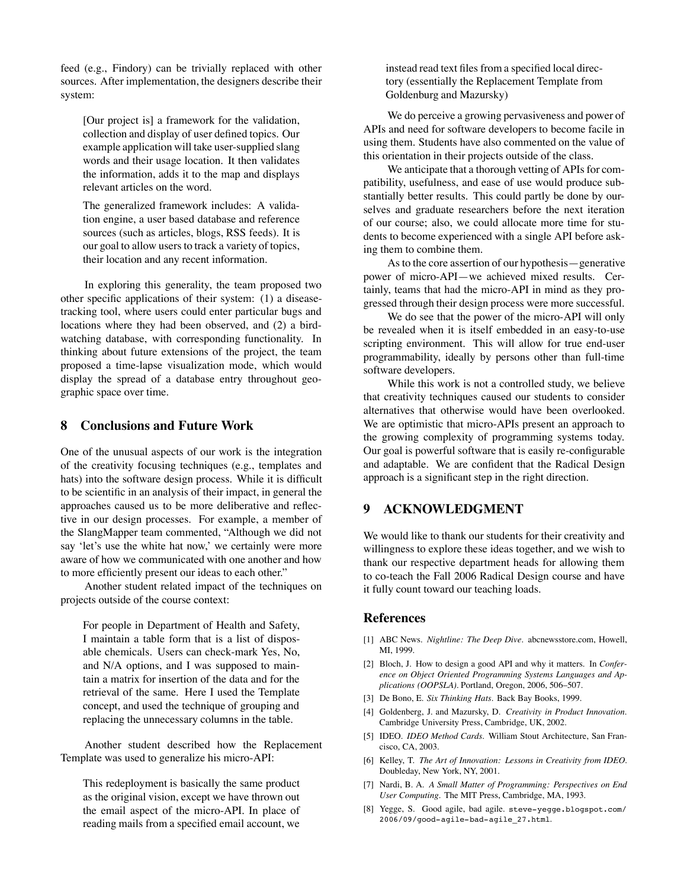feed (e.g., Findory) can be trivially replaced with other sources. After implementation, the designers describe their system:

> [Our project is] a framework for the validation, collection and display of user defined topics. Our example application will take user-supplied slang words and their usage location. It then validates the information, adds it to the map and displays relevant articles on the word.
>
> The generalized framework includes: A validation engine, a user based database and reference sources (such as articles, blogs, RSS feeds). It is our goal to allow users to track a variety of topics, their location and any recent information.

In exploring this generality, the team proposed two other specific applications of their system: (1) a disease-tracking tool, where users could enter particular bugs and locations where they had been observed, and (2) a bird-watching database, with corresponding functionality. In thinking about future extensions of the project, the team proposed a time-lapse visualization mode, which would display the spread of a database entry throughout geographic space over time.

## 8 Conclusions and Future Work

One of the unusual aspects of our work is the integration of the creativity focusing techniques (e.g., templates and hats) into the software design process. While it is difficult to be scientific in an analysis of their impact, in general the approaches caused us to be more deliberative and reflective in our design processes. For example, a member of the SlangMapper team commented, "Although we did not say 'let's use the white hat now,' we certainly were more aware of how we communicated with one another and how to more efficiently present our ideas to each other."

Another student related impact of the techniques on projects outside of the course context:

> For people in Department of Health and Safety, I maintain a table form that is a list of disposable chemicals. Users can check-mark Yes, No, and N/A options, and I was supposed to maintain a matrix for insertion of the data and for the retrieval of the same. Here I used the Template concept, and used the technique of grouping and replacing the unnecessary columns in the table.

Another student described how the Replacement Template was used to generalize his micro-API:

> This redeployment is basically the same product as the original vision, except we have thrown out the email aspect of the micro-API. In place of reading mails from a specified email account, we instead read text files from a specified local directory (essentially the Replacement Template from Goldenburg and Mazursky)

We do perceive a growing pervasiveness and power of APIs and need for software developers to become facile in using them. Students have also commented on the value of this orientation in their projects outside of the class.

We anticipate that a thorough vetting of APIs for compatibility, usefulness, and ease of use would produce substantially better results. This could partly be done by ourselves and graduate researchers before the next iteration of our course; also, we could allocate more time for students to become experienced with a single API before asking them to combine them.

As to the core assertion of our hypothesis—generative power of micro-API—we achieved mixed results. Certainly, teams that had the micro-API in mind as they progressed through their design process were more successful.

We do see that the power of the micro-API will only be revealed when it is itself embedded in an easy-to-use scripting environment. This will allow for true end-user programmability, ideally by persons other than full-time software developers.

While this work is not a controlled study, we believe that creativity techniques caused our students to consider alternatives that otherwise would have been overlooked. We are optimistic that micro-APIs present an approach to the growing complexity of programming systems today. Our goal is powerful software that is easily re-configurable and adaptable. We are confident that the Radical Design approach is a significant step in the right direction.

## 9 ACKNOWLEDGMENT

We would like to thank our students for their creativity and willingness to explore these ideas together, and we wish to thank our respective department heads for allowing them to co-teach the Fall 2006 Radical Design course and have it fully count toward our teaching loads.

## References

[1] ABC News. *Nightline: The Deep Dive*. abcnewsstore.com, Howell, MI, 1999.

[2] Bloch, J. How to design a good API and why it matters. In *Conference on Object Oriented Programming Systems Languages and Applications (OOPSLA)*. Portland, Oregon, 2006, 506–507.

[3] De Bono, E. *Six Thinking Hats*. Back Bay Books, 1999.

[4] Goldenberg, J. and Mazursky, D. *Creativity in Product Innovation*. Cambridge University Press, Cambridge, UK, 2002.

[5] IDEO. *IDEO Method Cards*. William Stout Architecture, San Francisco, CA, 2003.

[6] Kelley, T. *The Art of Innovation: Lessons in Creativity from IDEO*. Doubleday, New York, NY, 2001.

[7] Nardi, B. A. *A Small Matter of Programming: Perspectives on End User Computing*. The MIT Press, Cambridge, MA, 1993.

[8] Yegge, S. Good agile, bad agile. `steve-yegge.blogspot.com/2006/09/good-agile-bad-agile_27.html`.